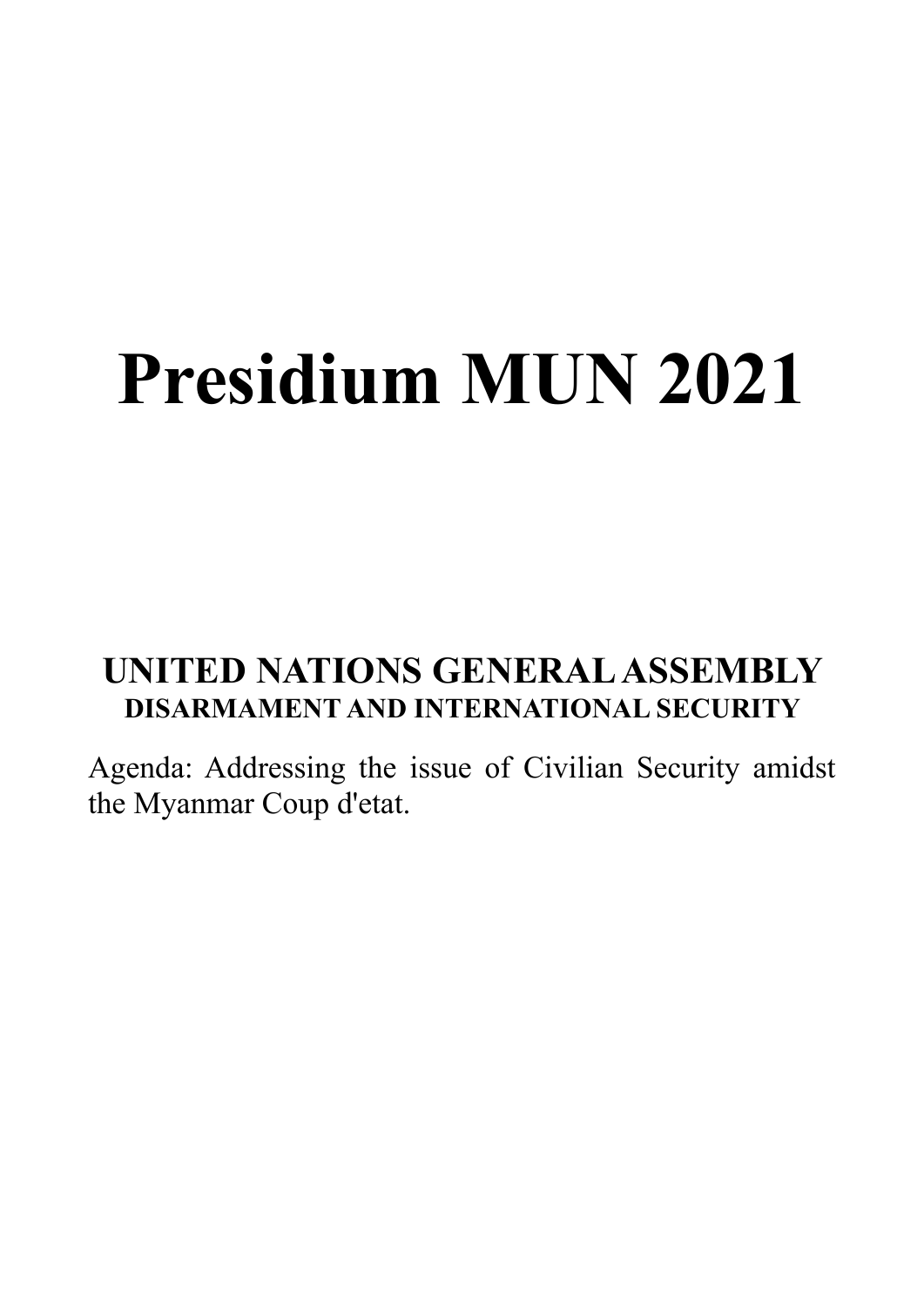# Presidium MUN 2021

## UNITED NATIONS GENERAL ASSEMBLY

### DISARMAMENT AND INTERNATIONAL SECURITY

Agenda: Addressing the issue of Civilian Security amidst the Myanmar Coup d'etat.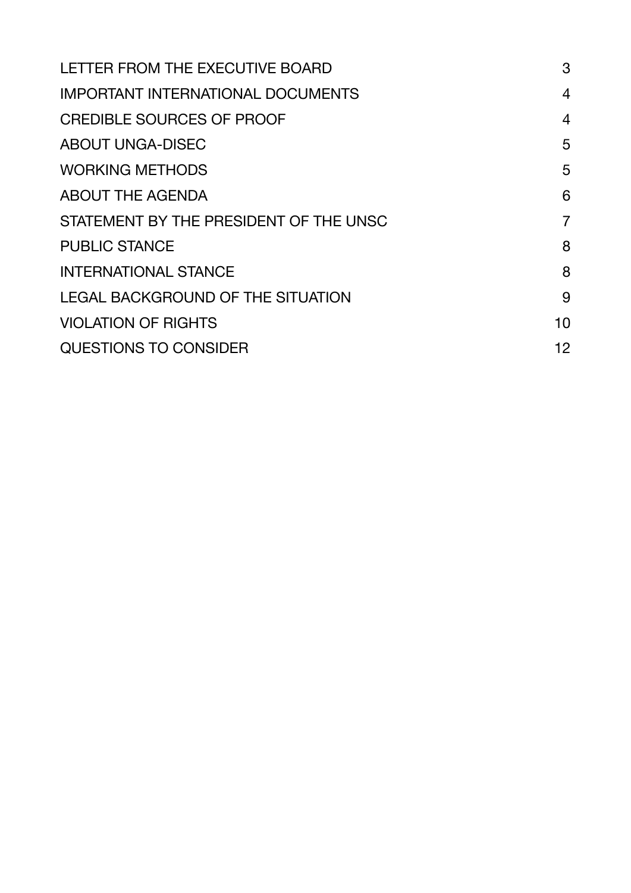| | |
|---|---|
| LETTER FROM THE EXECUTIVE BOARD | 3 |
| IMPORTANT INTERNATIONAL DOCUMENTS | 4 |
| CREDIBLE SOURCES OF PROOF | 4 |
| ABOUT UNGA-DISEC | 5 |
| WORKING METHODS | 5 |
| ABOUT THE AGENDA | 6 |
| STATEMENT BY THE PRESIDENT OF THE UNSC | 7 |
| PUBLIC STANCE | 8 |
| INTERNATIONAL STANCE | 8 |
| LEGAL BACKGROUND OF THE SITUATION | 9 |
| VIOLATION OF RIGHTS | 10 |
| QUESTIONS TO CONSIDER | 12 |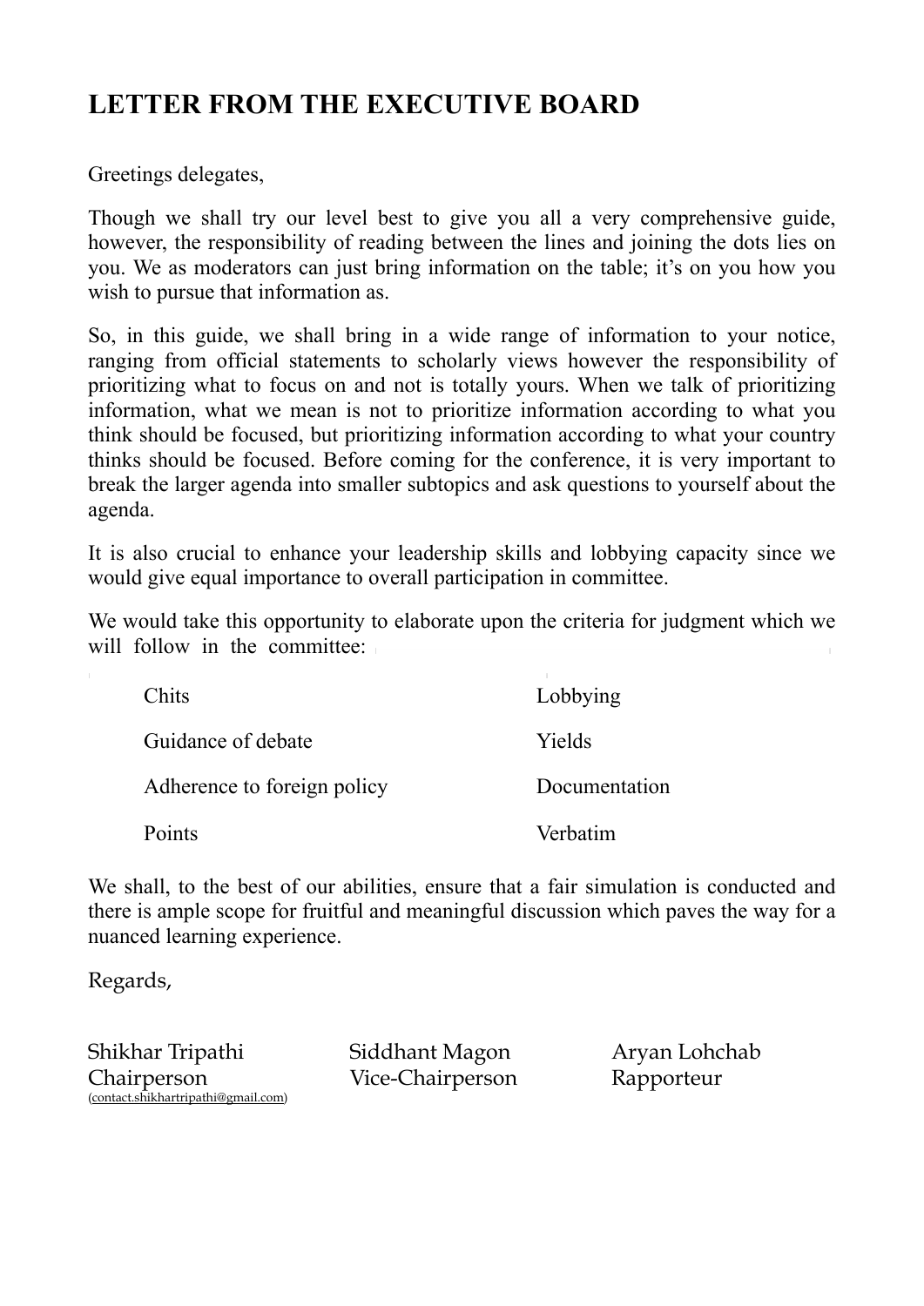# LETTER FROM THE EXECUTIVE BOARD

Greetings delegates,

Though we shall try our level best to give you all a very comprehensive guide, however, the responsibility of reading between the lines and joining the dots lies on you. We as moderators can just bring information on the table; it's on you how you wish to pursue that information as.

So, in this guide, we shall bring in a wide range of information to your notice, ranging from official statements to scholarly views however the responsibility of prioritizing what to focus on and not is totally yours. When we talk of prioritizing information, what we mean is not to prioritize information according to what you think should be focused, but prioritizing information according to what your country thinks should be focused. Before coming for the conference, it is very important to break the larger agenda into smaller subtopics and ask questions to yourself about the agenda.

It is also crucial to enhance your leadership skills and lobbying capacity since we would give equal importance to overall participation in committee.

We would take this opportunity to elaborate upon the criteria for judgment which we will follow in the committee:

| | |
|---|---|
| Chits | Lobbying |
| Guidance of debate | Yields |
| Adherence to foreign policy | Documentation |
| Points | Verbatim |

We shall, to the best of our abilities, ensure that a fair simulation is conducted and there is ample scope for fruitful and meaningful discussion which paves the way for a nuanced learning experience.

Regards,

Shikhar Tripathi
Chairperson
(contact.shikhartripathi@gmail.com)

Siddhant Magon
Vice-Chairperson

Aryan Lohchab
Rapporteur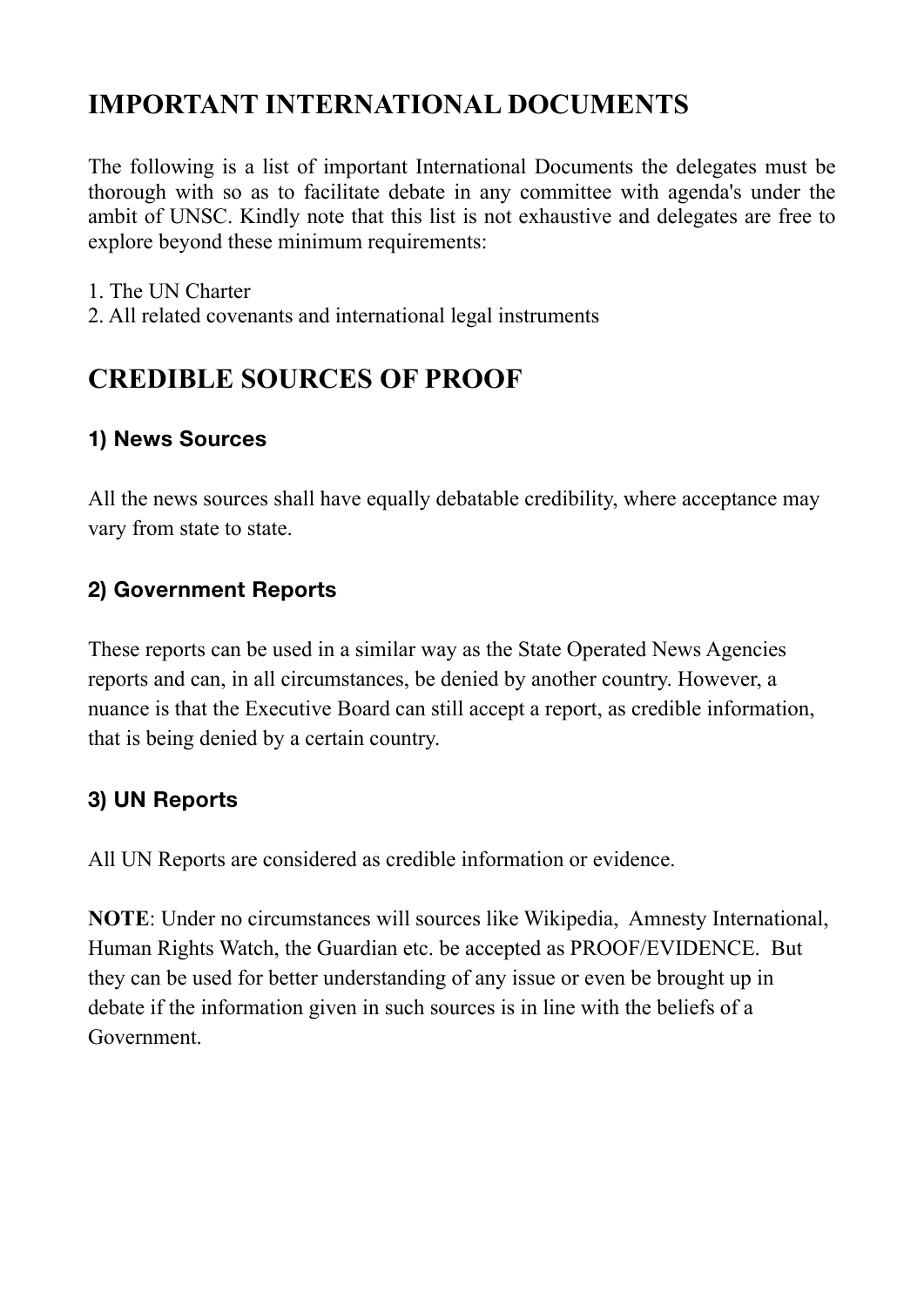## IMPORTANT INTERNATIONAL DOCUMENTS

The following is a list of important International Documents the delegates must be thorough with so as to facilitate debate in any committee with agenda's under the ambit of UNSC. Kindly note that this list is not exhaustive and delegates are free to explore beyond these minimum requirements:

1. The UN Charter
2. All related covenants and international legal instruments

## CREDIBLE SOURCES OF PROOF

### 1) News Sources

All the news sources shall have equally debatable credibility, where acceptance may vary from state to state.

### 2) Government Reports

These reports can be used in a similar way as the State Operated News Agencies reports and can, in all circumstances, be denied by another country. However, a nuance is that the Executive Board can still accept a report, as credible information, that is being denied by a certain country.

### 3) UN Reports

All UN Reports are considered as credible information or evidence.

**NOTE**: Under no circumstances will sources like Wikipedia, Amnesty International, Human Rights Watch, the Guardian etc. be accepted as PROOF/EVIDENCE. But they can be used for better understanding of any issue or even be brought up in debate if the information given in such sources is in line with the beliefs of a Government.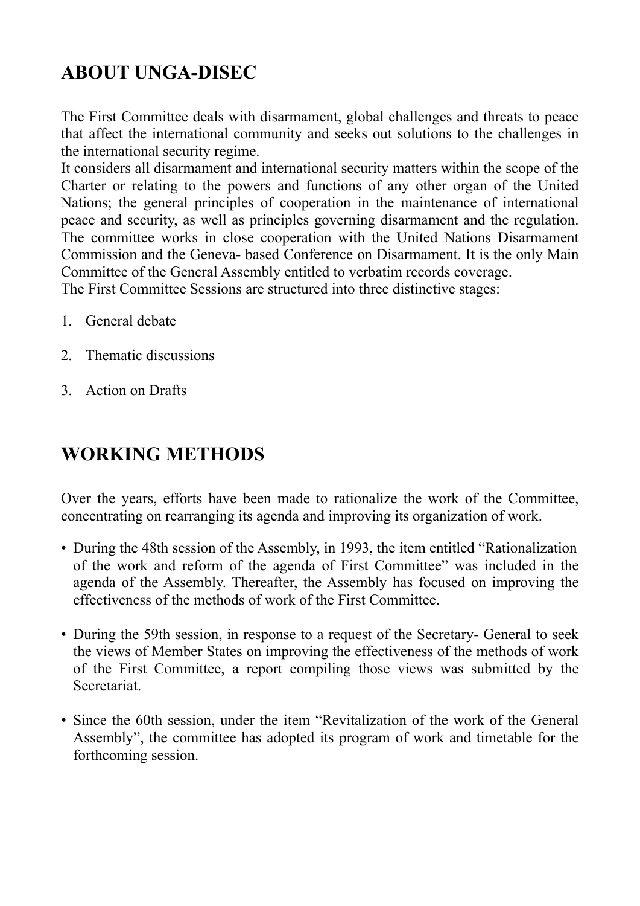## ABOUT UNGA-DISEC

The First Committee deals with disarmament, global challenges and threats to peace that affect the international community and seeks out solutions to the challenges in the international security regime.
It considers all disarmament and international security matters within the scope of the Charter or relating to the powers and functions of any other organ of the United Nations; the general principles of cooperation in the maintenance of international peace and security, as well as principles governing disarmament and the regulation. The committee works in close cooperation with the United Nations Disarmament Commission and the Geneva- based Conference on Disarmament. It is the only Main Committee of the General Assembly entitled to verbatim records coverage.
The First Committee Sessions are structured into three distinctive stages:

1. General debate
2. Thematic discussions
3. Action on Drafts

## WORKING METHODS

Over the years, efforts have been made to rationalize the work of the Committee, concentrating on rearranging its agenda and improving its organization of work.

- During the 48th session of the Assembly, in 1993, the item entitled "Rationalization of the work and reform of the agenda of First Committee" was included in the agenda of the Assembly. Thereafter, the Assembly has focused on improving the effectiveness of the methods of work of the First Committee.
- During the 59th session, in response to a request of the Secretary- General to seek the views of Member States on improving the effectiveness of the methods of work of the First Committee, a report compiling those views was submitted by the Secretariat.
- Since the 60th session, under the item "Revitalization of the work of the General Assembly", the committee has adopted its program of work and timetable for the forthcoming session.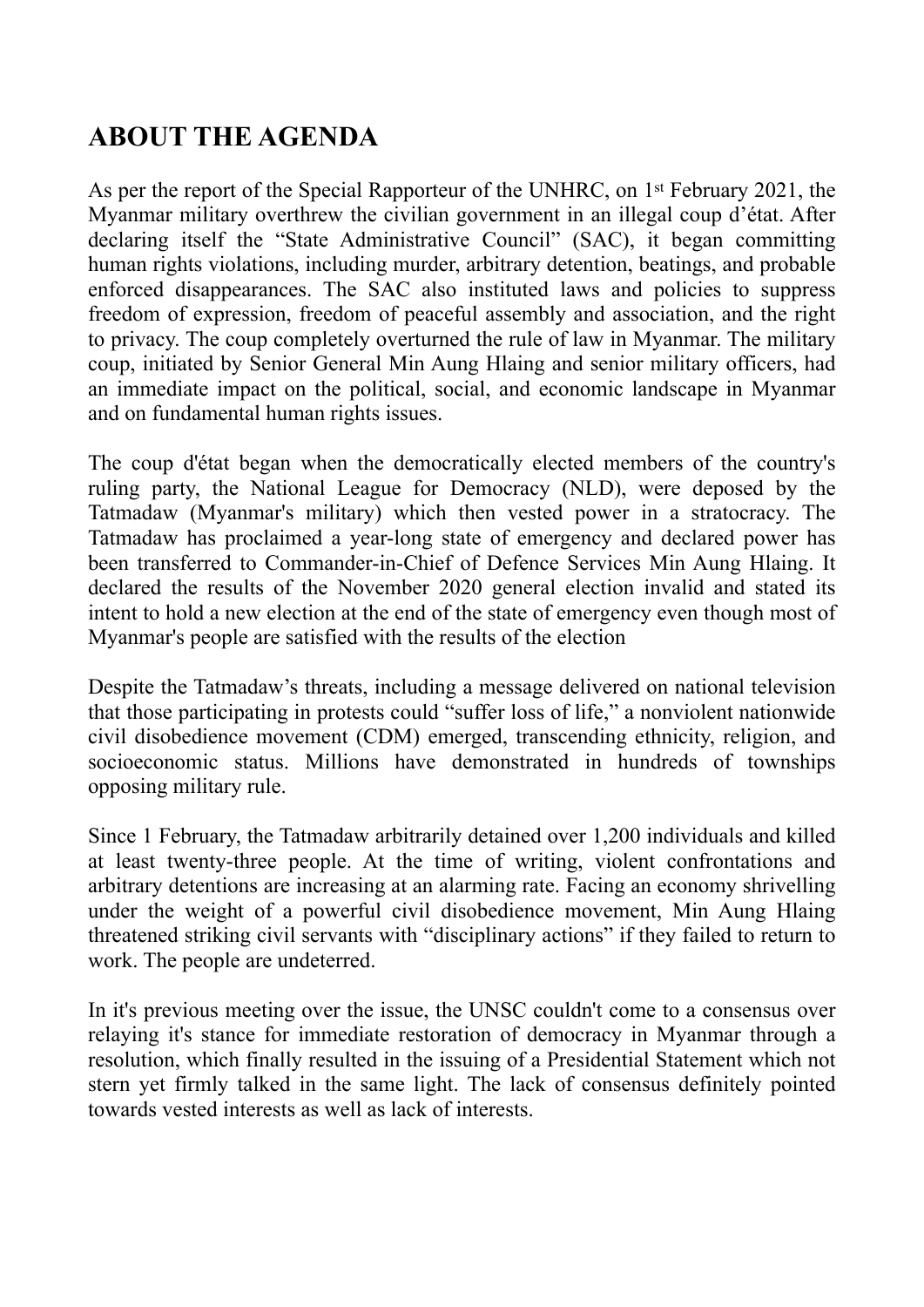# ABOUT THE AGENDA

As per the report of the Special Rapporteur of the UNHRC, on 1st February 2021, the Myanmar military overthrew the civilian government in an illegal coup d'état. After declaring itself the "State Administrative Council" (SAC), it began committing human rights violations, including murder, arbitrary detention, beatings, and probable enforced disappearances. The SAC also instituted laws and policies to suppress freedom of expression, freedom of peaceful assembly and association, and the right to privacy. The coup completely overturned the rule of law in Myanmar. The military coup, initiated by Senior General Min Aung Hlaing and senior military officers, had an immediate impact on the political, social, and economic landscape in Myanmar and on fundamental human rights issues.

The coup d'état began when the democratically elected members of the country's ruling party, the National League for Democracy (NLD), were deposed by the Tatmadaw (Myanmar's military) which then vested power in a stratocracy. The Tatmadaw has proclaimed a year-long state of emergency and declared power has been transferred to Commander-in-Chief of Defence Services Min Aung Hlaing. It declared the results of the November 2020 general election invalid and stated its intent to hold a new election at the end of the state of emergency even though most of Myanmar's people are satisfied with the results of the election

Despite the Tatmadaw's threats, including a message delivered on national television that those participating in protests could "suffer loss of life," a nonviolent nationwide civil disobedience movement (CDM) emerged, transcending ethnicity, religion, and socioeconomic status. Millions have demonstrated in hundreds of townships opposing military rule.

Since 1 February, the Tatmadaw arbitrarily detained over 1,200 individuals and killed at least twenty-three people. At the time of writing, violent confrontations and arbitrary detentions are increasing at an alarming rate. Facing an economy shrivelling under the weight of a powerful civil disobedience movement, Min Aung Hlaing threatened striking civil servants with "disciplinary actions" if they failed to return to work. The people are undeterred.

In it's previous meeting over the issue, the UNSC couldn't come to a consensus over relaying it's stance for immediate restoration of democracy in Myanmar through a resolution, which finally resulted in the issuing of a Presidential Statement which not stern yet firmly talked in the same light. The lack of consensus definitely pointed towards vested interests as well as lack of interests.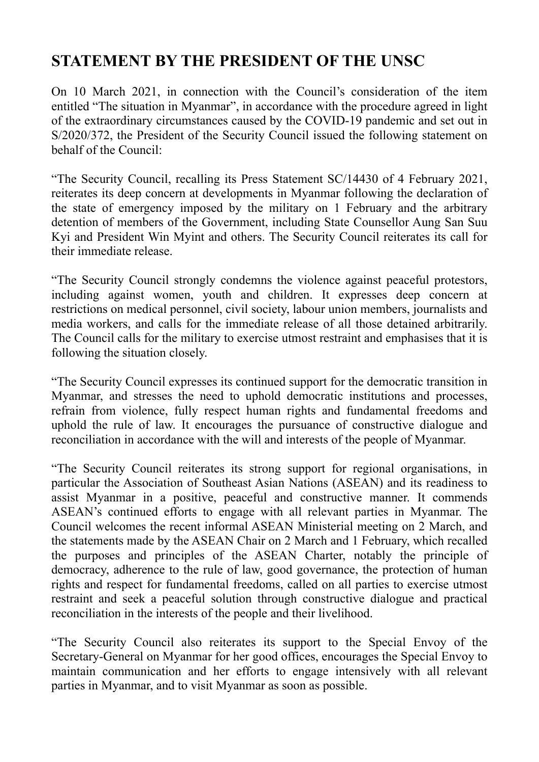# STATEMENT BY THE PRESIDENT OF THE UNSC

On 10 March 2021, in connection with the Council's consideration of the item entitled "The situation in Myanmar", in accordance with the procedure agreed in light of the extraordinary circumstances caused by the COVID-19 pandemic and set out in S/2020/372, the President of the Security Council issued the following statement on behalf of the Council:

"The Security Council, recalling its Press Statement SC/14430 of 4 February 2021, reiterates its deep concern at developments in Myanmar following the declaration of the state of emergency imposed by the military on 1 February and the arbitrary detention of members of the Government, including State Counsellor Aung San Suu Kyi and President Win Myint and others. The Security Council reiterates its call for their immediate release.

"The Security Council strongly condemns the violence against peaceful protestors, including against women, youth and children. It expresses deep concern at restrictions on medical personnel, civil society, labour union members, journalists and media workers, and calls for the immediate release of all those detained arbitrarily. The Council calls for the military to exercise utmost restraint and emphasises that it is following the situation closely.

"The Security Council expresses its continued support for the democratic transition in Myanmar, and stresses the need to uphold democratic institutions and processes, refrain from violence, fully respect human rights and fundamental freedoms and uphold the rule of law. It encourages the pursuance of constructive dialogue and reconciliation in accordance with the will and interests of the people of Myanmar.

"The Security Council reiterates its strong support for regional organisations, in particular the Association of Southeast Asian Nations (ASEAN) and its readiness to assist Myanmar in a positive, peaceful and constructive manner. It commends ASEAN's continued efforts to engage with all relevant parties in Myanmar. The Council welcomes the recent informal ASEAN Ministerial meeting on 2 March, and the statements made by the ASEAN Chair on 2 March and 1 February, which recalled the purposes and principles of the ASEAN Charter, notably the principle of democracy, adherence to the rule of law, good governance, the protection of human rights and respect for fundamental freedoms, called on all parties to exercise utmost restraint and seek a peaceful solution through constructive dialogue and practical reconciliation in the interests of the people and their livelihood.

"The Security Council also reiterates its support to the Special Envoy of the Secretary-General on Myanmar for her good offices, encourages the Special Envoy to maintain communication and her efforts to engage intensively with all relevant parties in Myanmar, and to visit Myanmar as soon as possible.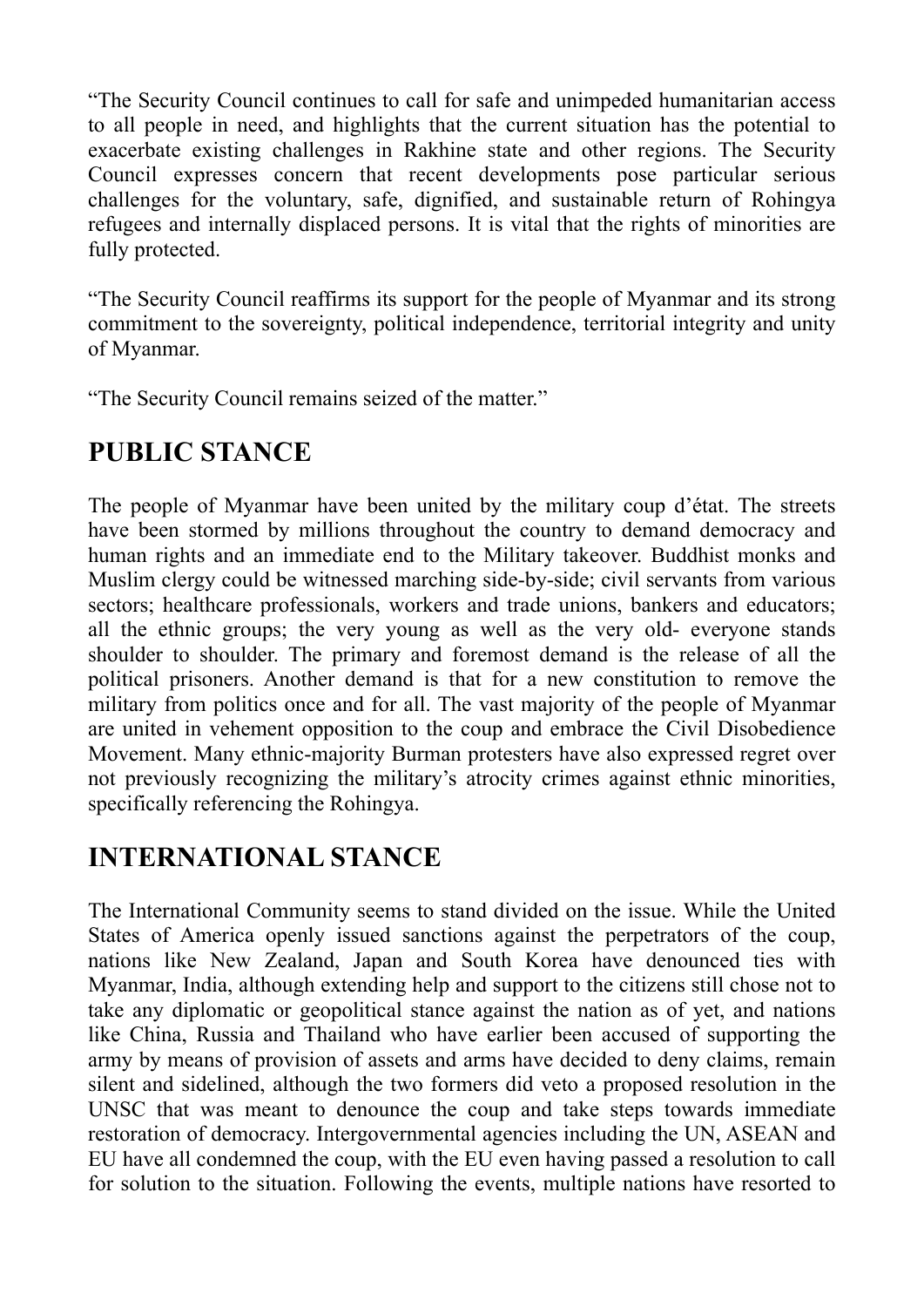“The Security Council continues to call for safe and unimpeded humanitarian access to all people in need, and highlights that the current situation has the potential to exacerbate existing challenges in Rakhine state and other regions. The Security Council expresses concern that recent developments pose particular serious challenges for the voluntary, safe, dignified, and sustainable return of Rohingya refugees and internally displaced persons. It is vital that the rights of minorities are fully protected.

“The Security Council reaffirms its support for the people of Myanmar and its strong commitment to the sovereignty, political independence, territorial integrity and unity of Myanmar.

“The Security Council remains seized of the matter.”

## PUBLIC STANCE

The people of Myanmar have been united by the military coup d’état. The streets have been stormed by millions throughout the country to demand democracy and human rights and an immediate end to the Military takeover. Buddhist monks and Muslim clergy could be witnessed marching side-by-side; civil servants from various sectors; healthcare professionals, workers and trade unions, bankers and educators; all the ethnic groups; the very young as well as the very old- everyone stands shoulder to shoulder. The primary and foremost demand is the release of all the political prisoners. Another demand is that for a new constitution to remove the military from politics once and for all. The vast majority of the people of Myanmar are united in vehement opposition to the coup and embrace the Civil Disobedience Movement. Many ethnic-majority Burman protesters have also expressed regret over not previously recognizing the military’s atrocity crimes against ethnic minorities, specifically referencing the Rohingya.

## INTERNATIONAL STANCE

The International Community seems to stand divided on the issue. While the United States of America openly issued sanctions against the perpetrators of the coup, nations like New Zealand, Japan and South Korea have denounced ties with Myanmar, India, although extending help and support to the citizens still chose not to take any diplomatic or geopolitical stance against the nation as of yet, and nations like China, Russia and Thailand who have earlier been accused of supporting the army by means of provision of assets and arms have decided to deny claims, remain silent and sidelined, although the two formers did veto a proposed resolution in the UNSC that was meant to denounce the coup and take steps towards immediate restoration of democracy. Intergovernmental agencies including the UN, ASEAN and EU have all condemned the coup, with the EU even having passed a resolution to call for solution to the situation. Following the events, multiple nations have resorted to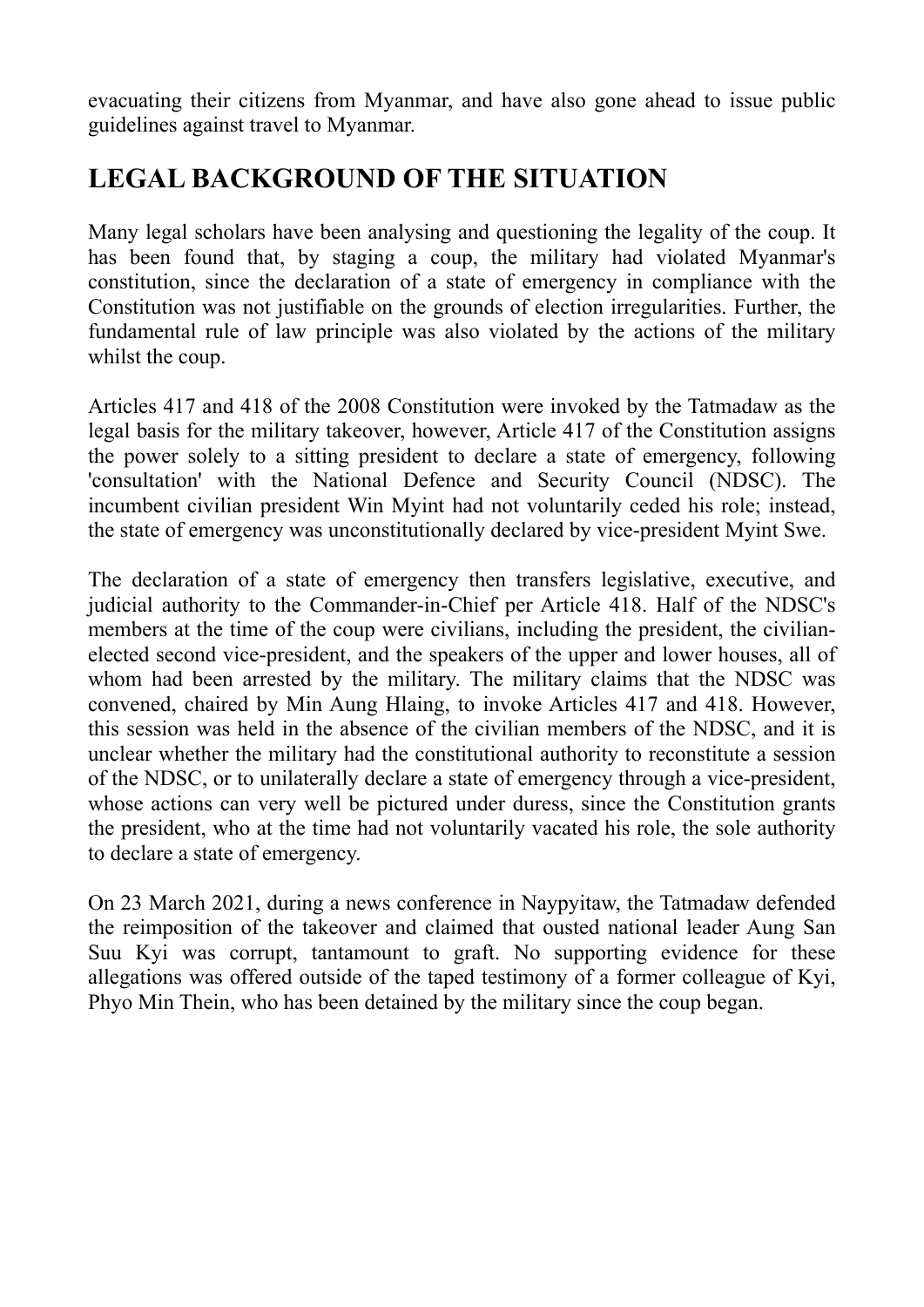evacuating their citizens from Myanmar, and have also gone ahead to issue public guidelines against travel to Myanmar.

## LEGAL BACKGROUND OF THE SITUATION

Many legal scholars have been analysing and questioning the legality of the coup. It has been found that, by staging a coup, the military had violated Myanmar's constitution, since the declaration of a state of emergency in compliance with the Constitution was not justifiable on the grounds of election irregularities. Further, the fundamental rule of law principle was also violated by the actions of the military whilst the coup.

Articles 417 and 418 of the 2008 Constitution were invoked by the Tatmadaw as the legal basis for the military takeover, however, Article 417 of the Constitution assigns the power solely to a sitting president to declare a state of emergency, following 'consultation' with the National Defence and Security Council (NDSC). The incumbent civilian president Win Myint had not voluntarily ceded his role; instead, the state of emergency was unconstitutionally declared by vice-president Myint Swe.

The declaration of a state of emergency then transfers legislative, executive, and judicial authority to the Commander-in-Chief per Article 418. Half of the NDSC's members at the time of the coup were civilians, including the president, the civilian-elected second vice-president, and the speakers of the upper and lower houses, all of whom had been arrested by the military. The military claims that the NDSC was convened, chaired by Min Aung Hlaing, to invoke Articles 417 and 418. However, this session was held in the absence of the civilian members of the NDSC, and it is unclear whether the military had the constitutional authority to reconstitute a session of the NDSC, or to unilaterally declare a state of emergency through a vice-president, whose actions can very well be pictured under duress, since the Constitution grants the president, who at the time had not voluntarily vacated his role, the sole authority to declare a state of emergency.

On 23 March 2021, during a news conference in Naypyitaw, the Tatmadaw defended the reimposition of the takeover and claimed that ousted national leader Aung San Suu Kyi was corrupt, tantamount to graft. No supporting evidence for these allegations was offered outside of the taped testimony of a former colleague of Kyi, Phyo Min Thein, who has been detained by the military since the coup began.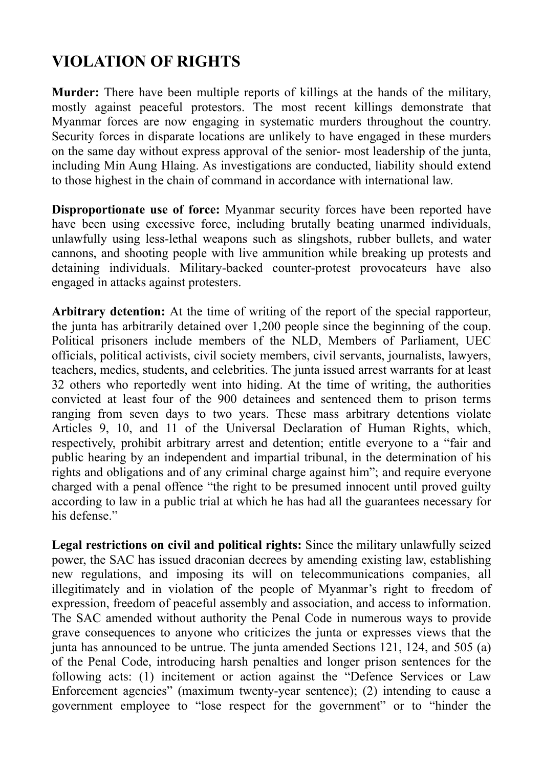## VIOLATION OF RIGHTS

**Murder:** There have been multiple reports of killings at the hands of the military, mostly against peaceful protestors. The most recent killings demonstrate that Myanmar forces are now engaging in systematic murders throughout the country. Security forces in disparate locations are unlikely to have engaged in these murders on the same day without express approval of the senior- most leadership of the junta, including Min Aung Hlaing. As investigations are conducted, liability should extend to those highest in the chain of command in accordance with international law.

**Disproportionate use of force:** Myanmar security forces have been reported have have been using excessive force, including brutally beating unarmed individuals, unlawfully using less-lethal weapons such as slingshots, rubber bullets, and water cannons, and shooting people with live ammunition while breaking up protests and detaining individuals. Military-backed counter-protest provocateurs have also engaged in attacks against protesters.

**Arbitrary detention:** At the time of writing of the report of the special rapporteur, the junta has arbitrarily detained over 1,200 people since the beginning of the coup. Political prisoners include members of the NLD, Members of Parliament, UEC officials, political activists, civil society members, civil servants, journalists, lawyers, teachers, medics, students, and celebrities. The junta issued arrest warrants for at least 32 others who reportedly went into hiding. At the time of writing, the authorities convicted at least four of the 900 detainees and sentenced them to prison terms ranging from seven days to two years. These mass arbitrary detentions violate Articles 9, 10, and 11 of the Universal Declaration of Human Rights, which, respectively, prohibit arbitrary arrest and detention; entitle everyone to a "fair and public hearing by an independent and impartial tribunal, in the determination of his rights and obligations and of any criminal charge against him"; and require everyone charged with a penal offence "the right to be presumed innocent until proved guilty according to law in a public trial at which he has had all the guarantees necessary for his defense."

**Legal restrictions on civil and political rights:** Since the military unlawfully seized power, the SAC has issued draconian decrees by amending existing law, establishing new regulations, and imposing its will on telecommunications companies, all illegitimately and in violation of the people of Myanmar's right to freedom of expression, freedom of peaceful assembly and association, and access to information. The SAC amended without authority the Penal Code in numerous ways to provide grave consequences to anyone who criticizes the junta or expresses views that the junta has announced to be untrue. The junta amended Sections 121, 124, and 505 (a) of the Penal Code, introducing harsh penalties and longer prison sentences for the following acts: (1) incitement or action against the "Defence Services or Law Enforcement agencies" (maximum twenty-year sentence); (2) intending to cause a government employee to "lose respect for the government" or to "hinder the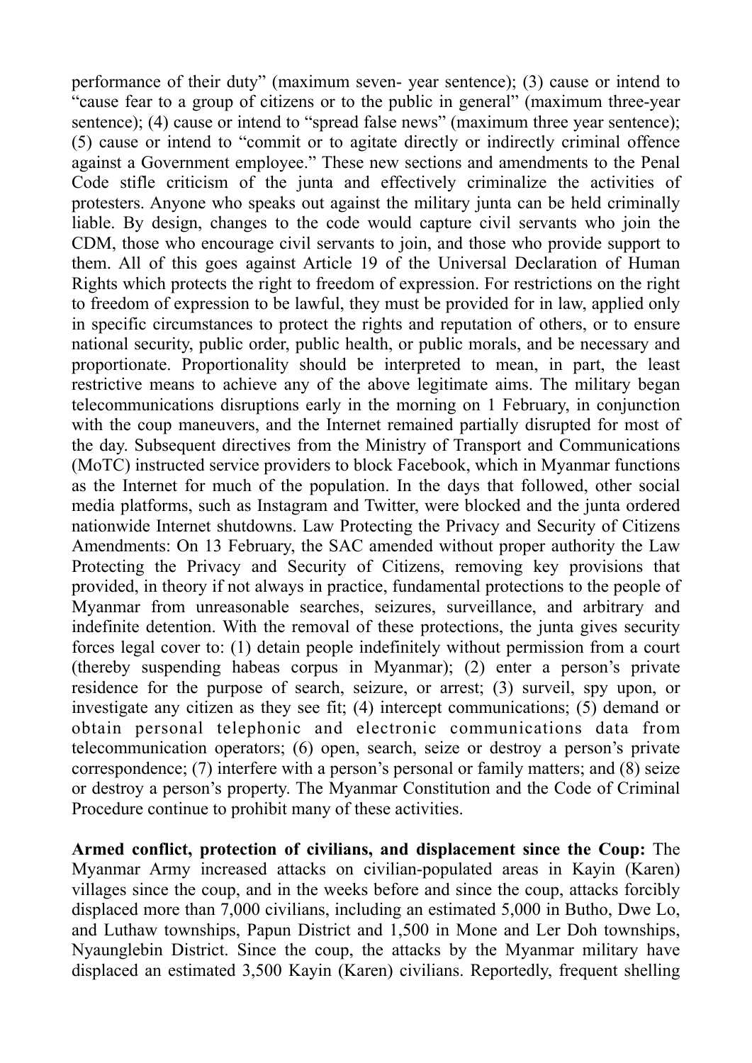performance of their duty" (maximum seven- year sentence); (3) cause or intend to "cause fear to a group of citizens or to the public in general" (maximum three-year sentence); (4) cause or intend to "spread false news" (maximum three year sentence); (5) cause or intend to "commit or to agitate directly or indirectly criminal offence against a Government employee." These new sections and amendments to the Penal Code stifle criticism of the junta and effectively criminalize the activities of protesters. Anyone who speaks out against the military junta can be held criminally liable. By design, changes to the code would capture civil servants who join the CDM, those who encourage civil servants to join, and those who provide support to them. All of this goes against Article 19 of the Universal Declaration of Human Rights which protects the right to freedom of expression. For restrictions on the right to freedom of expression to be lawful, they must be provided for in law, applied only in specific circumstances to protect the rights and reputation of others, or to ensure national security, public order, public health, or public morals, and be necessary and proportionate. Proportionality should be interpreted to mean, in part, the least restrictive means to achieve any of the above legitimate aims. The military began telecommunications disruptions early in the morning on 1 February, in conjunction with the coup maneuvers, and the Internet remained partially disrupted for most of the day. Subsequent directives from the Ministry of Transport and Communications (MoTC) instructed service providers to block Facebook, which in Myanmar functions as the Internet for much of the population. In the days that followed, other social media platforms, such as Instagram and Twitter, were blocked and the junta ordered nationwide Internet shutdowns. Law Protecting the Privacy and Security of Citizens Amendments: On 13 February, the SAC amended without proper authority the Law Protecting the Privacy and Security of Citizens, removing key provisions that provided, in theory if not always in practice, fundamental protections to the people of Myanmar from unreasonable searches, seizures, surveillance, and arbitrary and indefinite detention. With the removal of these protections, the junta gives security forces legal cover to: (1) detain people indefinitely without permission from a court (thereby suspending habeas corpus in Myanmar); (2) enter a person's private residence for the purpose of search, seizure, or arrest; (3) surveil, spy upon, or investigate any citizen as they see fit; (4) intercept communications; (5) demand or obtain personal telephonic and electronic communications data from telecommunication operators; (6) open, search, seize or destroy a person's private correspondence; (7) interfere with a person's personal or family matters; and (8) seize or destroy a person's property. The Myanmar Constitution and the Code of Criminal Procedure continue to prohibit many of these activities.

**Armed conflict, protection of civilians, and displacement since the Coup:** The Myanmar Army increased attacks on civilian-populated areas in Kayin (Karen) villages since the coup, and in the weeks before and since the coup, attacks forcibly displaced more than 7,000 civilians, including an estimated 5,000 in Butho, Dwe Lo, and Luthaw townships, Papun District and 1,500 in Mone and Ler Doh townships, Nyaunglebin District. Since the coup, the attacks by the Myanmar military have displaced an estimated 3,500 Kayin (Karen) civilians. Reportedly, frequent shelling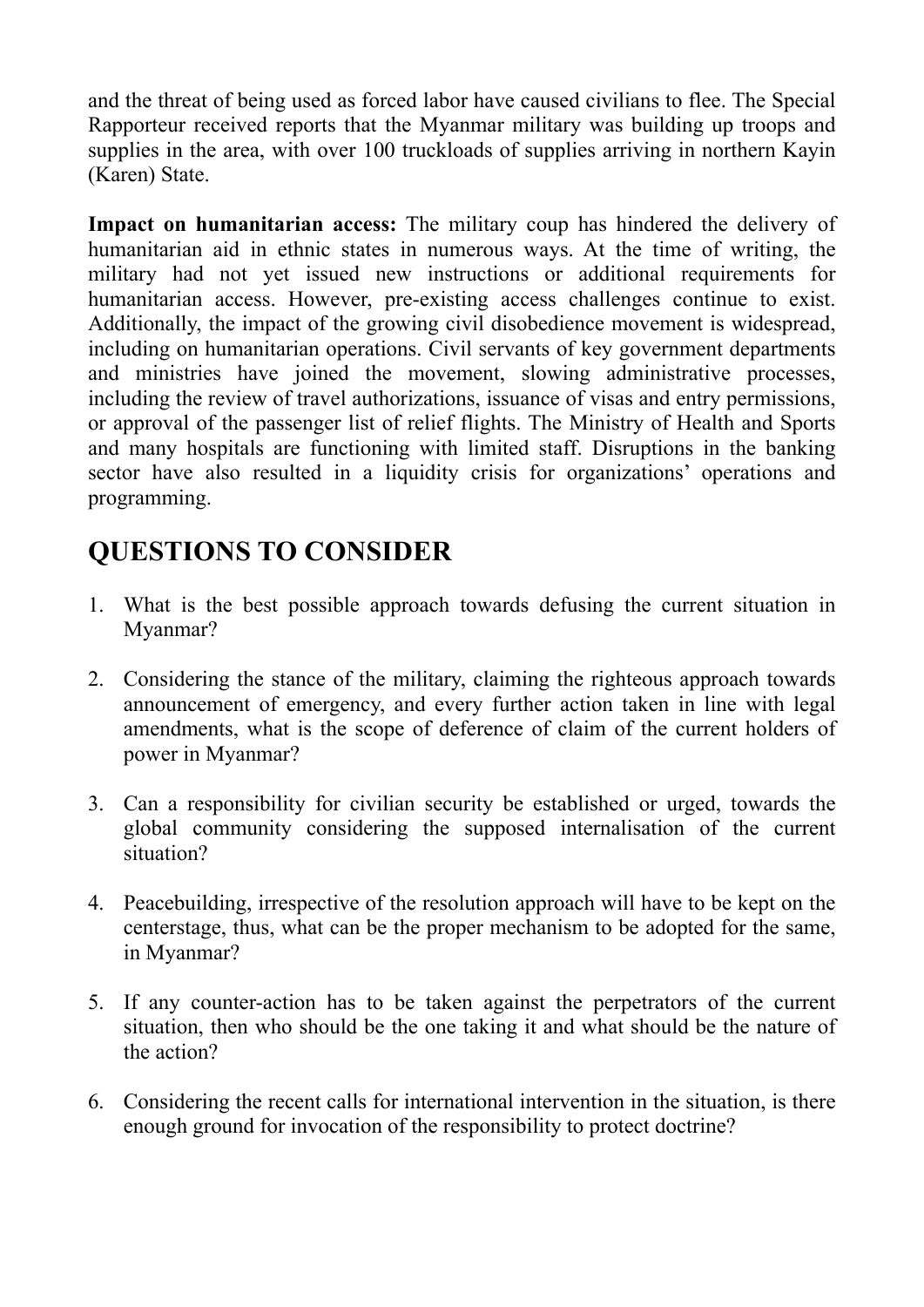and the threat of being used as forced labor have caused civilians to flee. The Special Rapporteur received reports that the Myanmar military was building up troops and supplies in the area, with over 100 truckloads of supplies arriving in northern Kayin (Karen) State.

**Impact on humanitarian access:** The military coup has hindered the delivery of humanitarian aid in ethnic states in numerous ways. At the time of writing, the military had not yet issued new instructions or additional requirements for humanitarian access. However, pre-existing access challenges continue to exist. Additionally, the impact of the growing civil disobedience movement is widespread, including on humanitarian operations. Civil servants of key government departments and ministries have joined the movement, slowing administrative processes, including the review of travel authorizations, issuance of visas and entry permissions, or approval of the passenger list of relief flights. The Ministry of Health and Sports and many hospitals are functioning with limited staff. Disruptions in the banking sector have also resulted in a liquidity crisis for organizations' operations and programming.

## QUESTIONS TO CONSIDER

1. What is the best possible approach towards defusing the current situation in Myanmar?
2. Considering the stance of the military, claiming the righteous approach towards announcement of emergency, and every further action taken in line with legal amendments, what is the scope of deference of claim of the current holders of power in Myanmar?
3. Can a responsibility for civilian security be established or urged, towards the global community considering the supposed internalisation of the current situation?
4. Peacebuilding, irrespective of the resolution approach will have to be kept on the centerstage, thus, what can be the proper mechanism to be adopted for the same, in Myanmar?
5. If any counter-action has to be taken against the perpetrators of the current situation, then who should be the one taking it and what should be the nature of the action?
6. Considering the recent calls for international intervention in the situation, is there enough ground for invocation of the responsibility to protect doctrine?